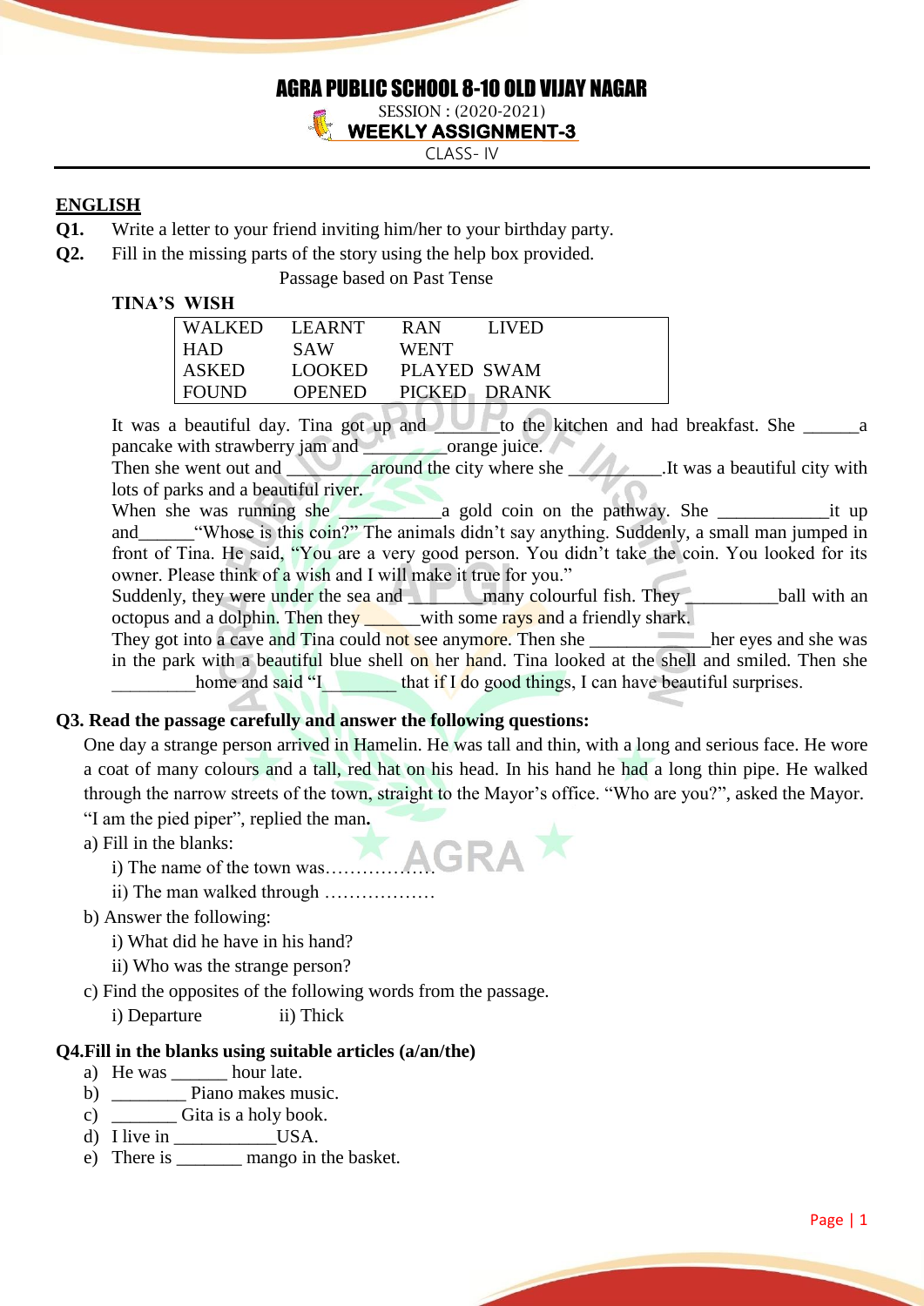# AGRA PUBLIC SCHOOL 8-10 OLD VIJAY NAGAR

SESSION : (2020-2021)

**WEEKLY ASSIGNMENT-3**

CLASS- IV

## ENGLISH

**Q1.** Write a letter to your friend inviting him/her to your birthday party.

**Q2.** Fill in the missing parts of the story using the help box provided.

Passage based on Past Tense

**TINA'S WISH**

| WALKED | LEARNT | RAN | LIVED |
|---|---|---|---|
| HAD | SAW | WENT | |
| ASKED | LOOKED | PLAYED | SWAM |
| FOUND | OPENED | PICKED | DRANK |

It was a beautiful day. Tina got up and ______to the kitchen and had breakfast. She ______a pancake with strawberry jam and ________orange juice.

Then she went out and _________around the city where she __________.It was a beautiful city with lots of parks and a beautiful river.

When she was running she ___________a gold coin on the pathway. She ____________it up and______"Whose is this coin?" The animals didn't say anything. Suddenly, a small man jumped in front of Tina. He said, "You are a very good person. You didn't take the coin. You looked for its owner. Please think of a wish and I will make it true for you."

Suddenly, they were under the sea and ________many colourful fish. They __________ball with an octopus and a dolphin. Then they ______with some rays and a friendly shark.

They got into a cave and Tina could not see anymore. Then she _____________her eyes and she was in the park with a beautiful blue shell on her hand. Tina looked at the shell and smiled. Then she _________home and said "I________ that if I do good things, I can have beautiful surprises.

**Q3. Read the passage carefully and answer the following questions:**

One day a strange person arrived in Hamelin. He was tall and thin, with a long and serious face. He wore a coat of many colours and a tall, red hat on his head. In his hand he had a long thin pipe. He walked through the narrow streets of the town, straight to the Mayor's office. "Who are you?", asked the Mayor. "I am the pied piper", replied the man.

a) Fill in the blanks:
   - i) The name of the town was………………
   - ii) The man walked through ………………

b) Answer the following:
   - i) What did he have in his hand?
   - ii) Who was the strange person?

c) Find the opposites of the following words from the passage.
   - i) Departure
   - ii) Thick

**Q4.Fill in the blanks using suitable articles (a/an/the)**

a) He was ______ hour late.
b) ________ Piano makes music.
c) _______ Gita is a holy book.
d) I live in ___________USA.
e) There is _______ mango in the basket.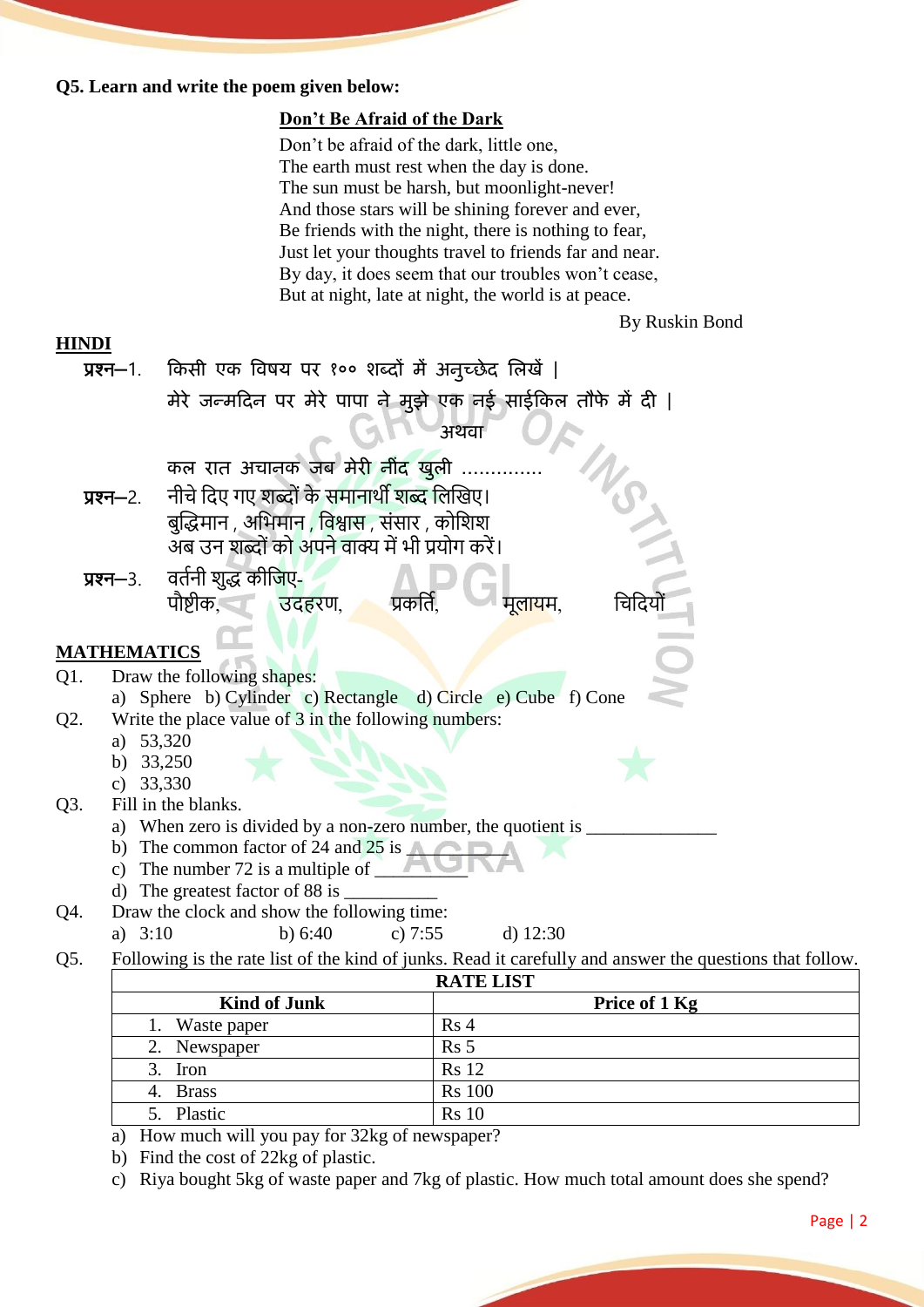**Q5. Learn and write the poem given below:**

**Don't Be Afraid of the Dark**

Don't be afraid of the dark, little one,
The earth must rest when the day is done.
The sun must be harsh, but moonlight-never!
And those stars will be shining forever and ever,
Be friends with the night, there is nothing to fear,
Just let your thoughts travel to friends far and near.
By day, it does seem that our troubles won't cease,
But at night, late at night, the world is at peace.

By Ruskin Bond

## HINDI

प्रश्न–1. किसी एक विषय पर १०० शब्दों में अनुच्छेद लिखें |

मेरे जन्मदिन पर मेरे पापा ने मुझे एक नई साईकिल तौफे में दी |

अथवा

कल रात अचानक जब मेरी नींद खुली .............

प्रश्न–2. नीचे दिए गए शब्दों के समानार्थी शब्द लिखिए।

बुद्धिमान , अभिमान , विश्वास , संसार , कोशिश

अब उन शब्दों को अपने वाक्य में भी प्रयोग करें।

प्रश्न–3. वर्तनी शुद्ध कीजिए-

पौष्टीक, उदहरण, प्रकर्ति, मूलायम, चिदियों

## MATHEMATICS

Q1. Draw the following shapes:

a) Sphere b) Cylinder c) Rectangle d) Circle e) Cube f) Cone

Q2. Write the place value of 3 in the following numbers:

a) 53,320
b) 33,250
c) 33,330

Q3. Fill in the blanks.

a) When zero is divided by a non-zero number, the quotient is ______________
b) The common factor of 24 and 25 is __________
c) The number 72 is a multiple of __________
d) The greatest factor of 88 is __________

Q4. Draw the clock and show the following time:

a) 3:10 b) 6:40 c) 7:55 d) 12:30

Q5. Following is the rate list of the kind of junks. Read it carefully and answer the questions that follow.

| RATE LIST | |
|---|---|
| **Kind of Junk** | **Price of 1 Kg** |
| 1. Waste paper | Rs 4 |
| 2. Newspaper | Rs 5 |
| 3. Iron | Rs 12 |
| 4. Brass | Rs 100 |
| 5. Plastic | Rs 10 |

a) How much will you pay for 32kg of newspaper?
b) Find the cost of 22kg of plastic.
c) Riya bought 5kg of waste paper and 7kg of plastic. How much total amount does she spend?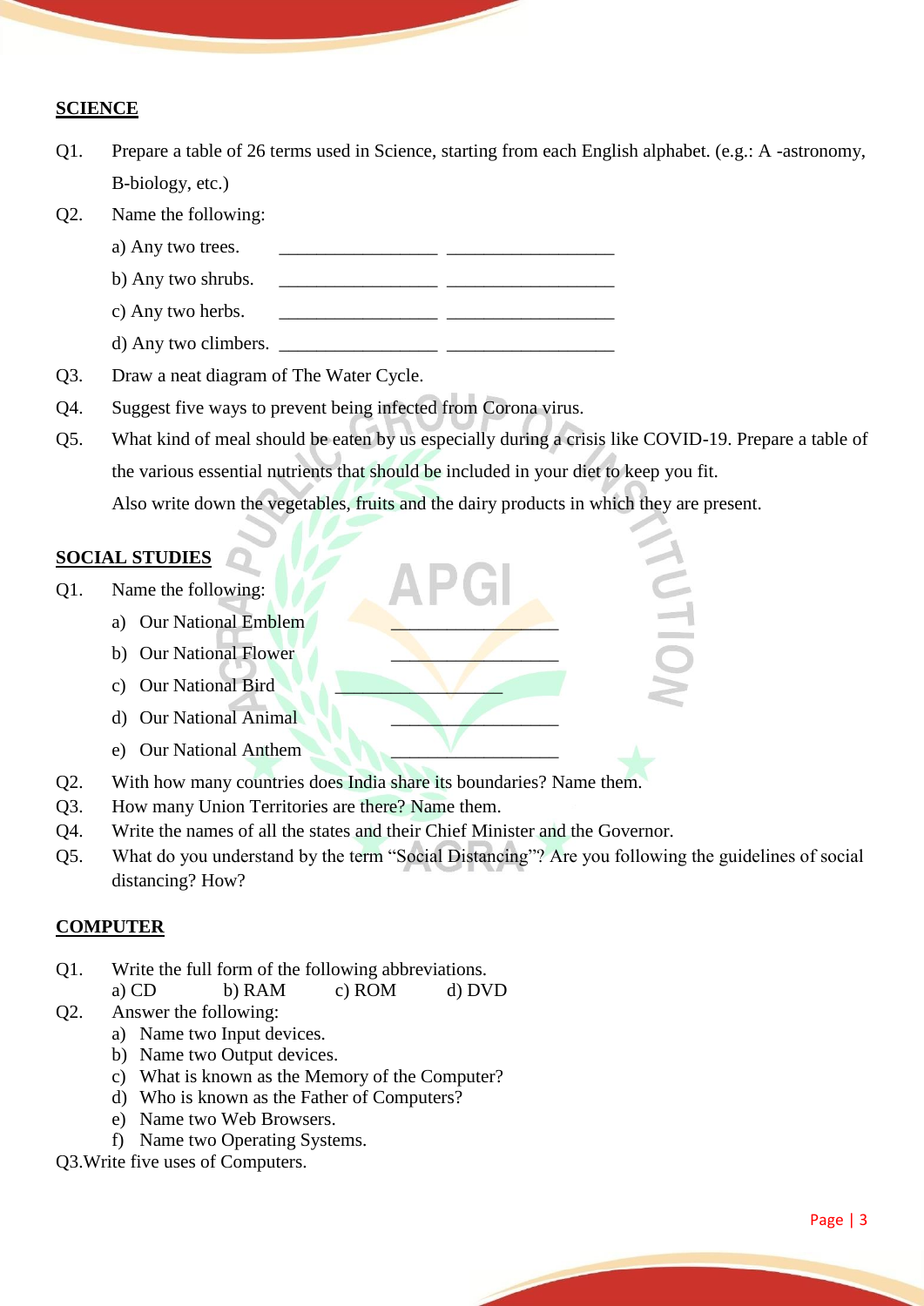**SCIENCE**

Q1. Prepare a table of 26 terms used in Science, starting from each English alphabet. (e.g.: A -astronomy, B-biology, etc.)

Q2. Name the following:

a) Any two trees. ________________ _________________

b) Any two shrubs. ________________ _________________

c) Any two herbs. ________________ _________________

d) Any two climbers. ________________ _________________

Q3. Draw a neat diagram of The Water Cycle.

Q4. Suggest five ways to prevent being infected from Corona virus.

Q5. What kind of meal should be eaten by us especially during a crisis like COVID-19. Prepare a table of the various essential nutrients that should be included in your diet to keep you fit.
Also write down the vegetables, fruits and the dairy products in which they are present.

**SOCIAL STUDIES**

Q1. Name the following:

a) Our National Emblem _________________

b) Our National Flower _________________

c) Our National Bird _________________

d) Our National Animal _________________

e) Our National Anthem _________________

Q2. With how many countries does India share its boundaries? Name them.

Q3. How many Union Territories are there? Name them.

Q4. Write the names of all the states and their Chief Minister and the Governor.

Q5. What do you understand by the term "Social Distancing"? Are you following the guidelines of social distancing? How?

**COMPUTER**

Q1. Write the full form of the following abbreviations.
a) CD b) RAM c) ROM d) DVD

Q2. Answer the following:

a) Name two Input devices.
b) Name two Output devices.
c) What is known as the Memory of the Computer?
d) Who is known as the Father of Computers?
e) Name two Web Browsers.
f) Name two Operating Systems.

Q3.Write five uses of Computers.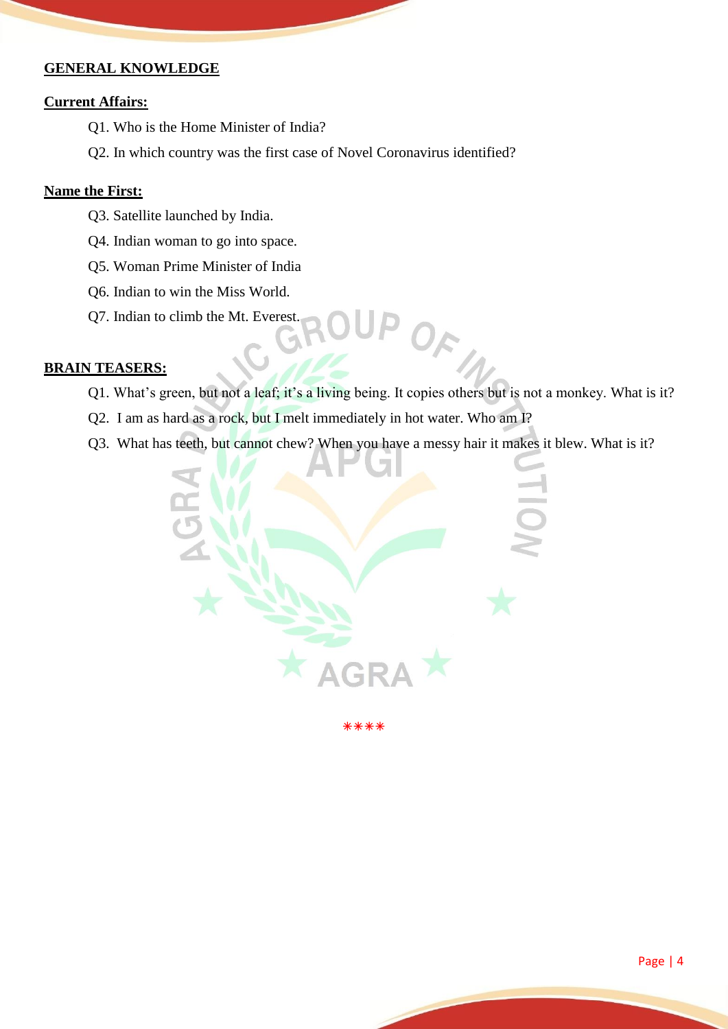## GENERAL KNOWLEDGE

### Current Affairs:

Q1. Who is the Home Minister of India?

Q2. In which country was the first case of Novel Coronavirus identified?

### Name the First:

Q3. Satellite launched by India.

Q4. Indian woman to go into space.

Q5. Woman Prime Minister of India

Q6. Indian to win the Miss World.

Q7. Indian to climb the Mt. Everest.

### BRAIN TEASERS:

Q1. What's green, but not a leaf; it's a living being. It copies others but is not a monkey. What is it?

Q2. I am as hard as a rock, but I melt immediately in hot water. Who am I?

Q3. What has teeth, but cannot chew? When you have a messy hair it makes it blew. What is it?

****